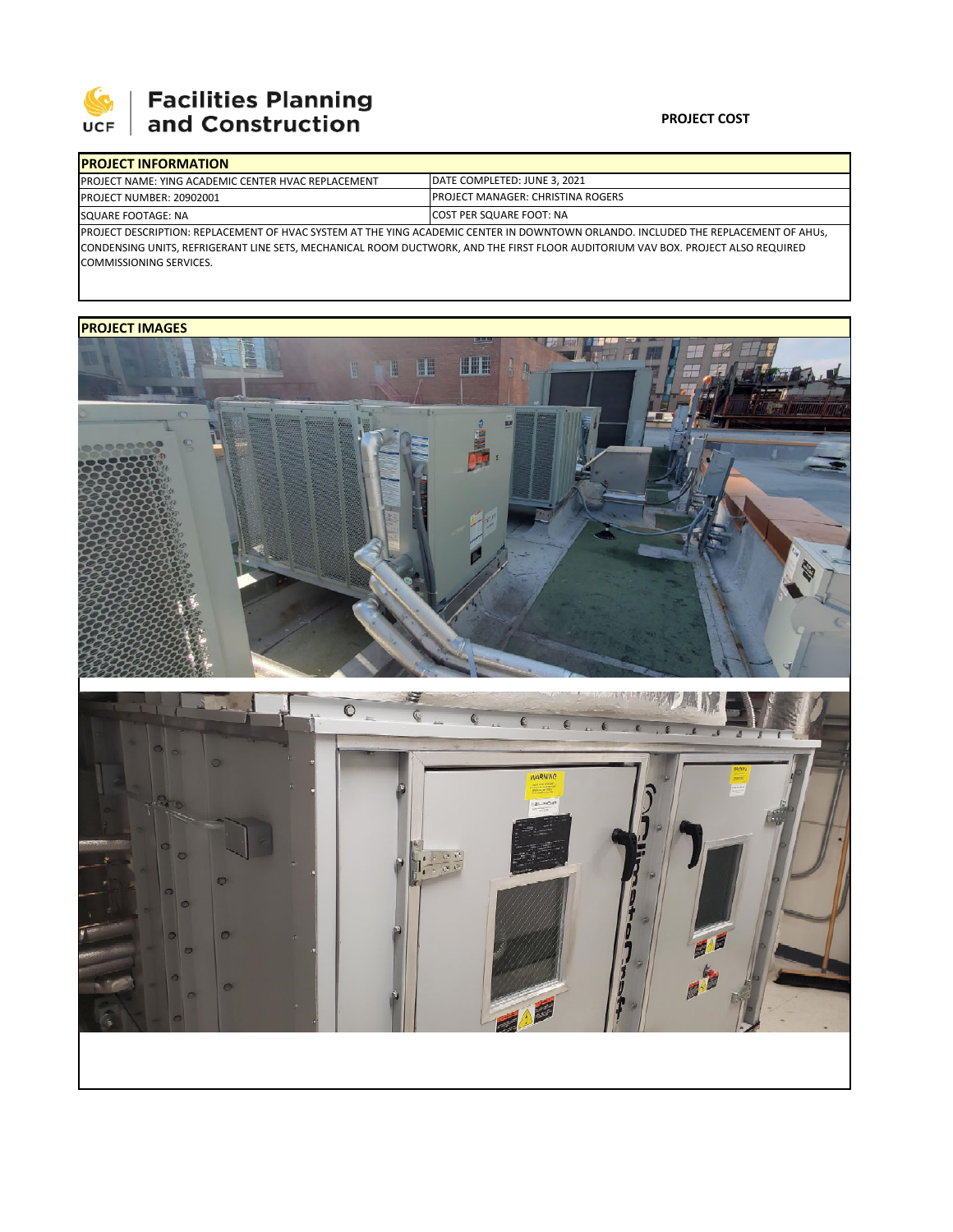Facilities Planning and Construction

**PROJECT COST**

| PROJECT INFORMATION | |
|---|---|
| PROJECT NAME: YING ACADEMIC CENTER HVAC REPLACEMENT | DATE COMPLETED: JUNE 3, 2021 |
| PROJECT NUMBER: 20902001 | PROJECT MANAGER: CHRISTINA ROGERS |
| SQUARE FOOTAGE: NA | COST PER SQUARE FOOT: NA |

PROJECT DESCRIPTION: REPLACEMENT OF HVAC SYSTEM AT THE YING ACADEMIC CENTER IN DOWNTOWN ORLANDO. INCLUDED THE REPLACEMENT OF AHUs, CONDENSING UNITS, REFRIGERANT LINE SETS, MECHANICAL ROOM DUCTWORK, AND THE FIRST FLOOR AUDITORIUM VAV BOX. PROJECT ALSO REQUIRED COMMISSIONING SERVICES.

**PROJECT IMAGES**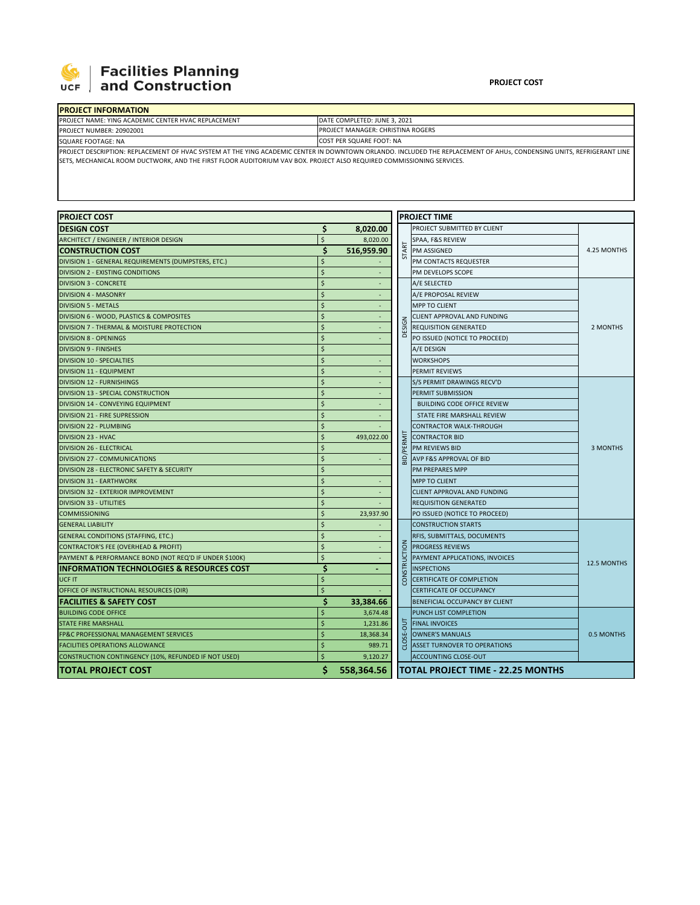**Facilities Planning and Construction**

**PROJECT COST**

| **PROJECT INFORMATION** | |
|---|---|
| PROJECT NAME: YING ACADEMIC CENTER HVAC REPLACEMENT | DATE COMPLETED: JUNE 3, 2021 |
| PROJECT NUMBER: 20902001 | PROJECT MANAGER: CHRISTINA ROGERS |
| SQUARE FOOTAGE: NA | COST PER SQUARE FOOT: NA |

PROJECT DESCRIPTION: REPLACEMENT OF HVAC SYSTEM AT THE YING ACADEMIC CENTER IN DOWNTOWN ORLANDO. INCLUDED THE REPLACEMENT OF AHUs, CONDENSING UNITS, REFRIGERANT LINE SETS, MECHANICAL ROOM DUCTWORK, AND THE FIRST FLOOR AUDITORIUM VAV BOX. PROJECT ALSO REQUIRED COMMISSIONING SERVICES.

| **PROJECT COST** | |
|---|---|
| **DESIGN COST** | **$ 8,020.00** |
| ARCHITECT / ENGINEER / INTERIOR DESIGN | $ 8,020.00 |
| **CONSTRUCTION COST** | **$ 516,959.90** |
| DIVISION 1 - GENERAL REQUIREMENTS (DUMPSTERS, ETC.) | $ - |
| DIVISION 2 - EXISTING CONDITIONS | $ - |
| DIVISION 3 - CONCRETE | $ - |
| DIVISION 4 - MASONRY | $ - |
| DIVISION 5 - METALS | $ - |
| DIVISION 6 - WOOD, PLASTICS & COMPOSITES | $ - |
| DIVISION 7 - THERMAL & MOISTURE PROTECTION | $ - |
| DIVISION 8 - OPENINGS | $ - |
| DIVISION 9 - FINISHES | $ |
| DIVISION 10 - SPECIALTIES | $ - |
| DIVISION 11 - EQUIPMENT | $ - |
| DIVISION 12 - FURNISHINGS | $ - |
| DIVISION 13 - SPECIAL CONSTRUCTION | $ - |
| DIVISION 14 - CONVEYING EQUIPMENT | $ - |
| DIVISION 21 - FIRE SUPRESSION | $ - |
| DIVISION 22 - PLUMBING | $ - |
| DIVISION 23 - HVAC | $ 493,022.00 |
| DIVISION 26 - ELECTRICAL | $ |
| DIVISION 27 - COMMUNICATIONS | $ - |
| DIVISION 28 - ELECTRONIC SAFETY & SECURITY | $ |
| DIVISION 31 - EARTHWORK | $ - |
| DIVISION 32 - EXTERIOR IMPROVEMENT | $ - |
| DIVISION 33 - UTILITIES | $ - |
| COMMISSIONING | $ 23,937.90 |
| GENERAL LIABILITY | $ - |
| GENERAL CONDITIONS (STAFFING, ETC.) | $ - |
| CONTRACTOR'S FEE (OVERHEAD & PROFIT) | $ - |
| PAYMENT & PERFORMANCE BOND (NOT REQ'D IF UNDER $100K) | $ - |
| **INFORMATION TECHNOLOGIES & RESOURCES COST** | **$ -** |
| UCF IT | $ |
| OFFICE OF INSTRUCTIONAL RESOURCES (OIR) | $ - |
| **FACILITIES & SAFETY COST** | **$ 33,384.66** |
| BUILDING CODE OFFICE | $ 3,674.48 |
| STATE FIRE MARSHALL | $ 1,231.86 |
| FP&C PROFESSIONAL MANAGEMENT SERVICES | $ 18,368.34 |
| FACILITIES OPERATIONS ALLOWANCE | $ 989.71 |
| CONSTRUCTION CONTINGENCY (10%, REFUNDED IF NOT USED) | $ 9,120.27 |
| **TOTAL PROJECT COST** | **$ 558,364.56** |

| **PROJECT TIME** | | |
|---|---|---|
| START | PROJECT SUBMITTED BY CLIENT | 4.25 MONTHS |
| | SPAA, F&S REVIEW | |
| | PM ASSIGNED | |
| | PM CONTACTS REQUESTER | |
| | PM DEVELOPS SCOPE | |
| DESIGN | A/E SELECTED | 2 MONTHS |
| | A/E PROPOSAL REVIEW | |
| | MPP TO CLIENT | |
| | CLIENT APPROVAL AND FUNDING | |
| | REQUISITION GENERATED | |
| | PO ISSUED (NOTICE TO PROCEED) | |
| | A/E DESIGN | |
| | WORKSHOPS | |
| | PERMIT REVIEWS | |
| BID/PERMIT | S/S PERMIT DRAWINGS RECV'D | 3 MONTHS |
| | PERMIT SUBMISSION | |
| | BUILDING CODE OFFICE REVIEW | |
| | STATE FIRE MARSHALL REVIEW | |
| | CONTRACTOR WALK-THROUGH | |
| | CONTRACTOR BID | |
| | PM REVIEWS BID | |
| | AVP F&S APPROVAL OF BID | |
| | PM PREPARES MPP | |
| | MPP TO CLIENT | |
| | CLIENT APPROVAL AND FUNDING | |
| | REQUISITION GENERATED | |
| | PO ISSUED (NOTICE TO PROCEED) | |
| CONSTRUCTION | CONSTRUCTION STARTS | 12.5 MONTHS |
| | RFIS, SUBMITTALS, DOCUMENTS | |
| | PROGRESS REVIEWS | |
| | PAYMENT APPLICATIONS, INVOICES | |
| | INSPECTIONS | |
| | CERTIFICATE OF COMPLETION | |
| | CERTIFICATE OF OCCUPANCY | |
| | BENEFICIAL OCCUPANCY BY CLIENT | |
| CLOSE-OUT | PUNCH LIST COMPLETION | 0.5 MONTHS |
| | FINAL INVOICES | |
| | OWNER'S MANUALS | |
| | ASSET TURNOVER TO OPERATIONS | |
| | ACCOUNTING CLOSE-OUT | |
| **TOTAL PROJECT TIME - 22.25 MONTHS** | | |